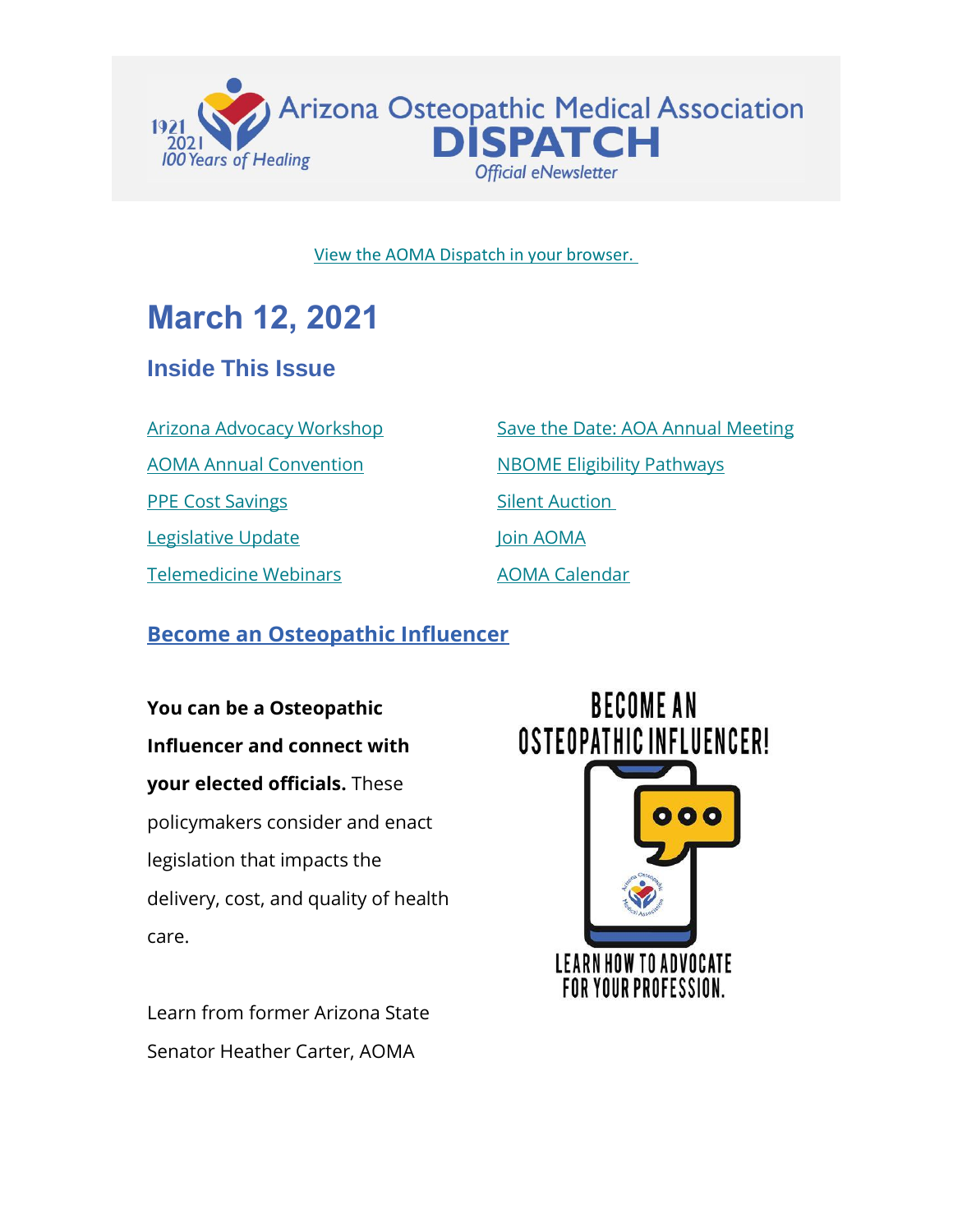Arizona Osteopathic Medical Association **DISPATCH** *Official eNewsletter*

1921 2021 *100 Years of Healing*

View the AOMA Dispatch in your browser.

# March 12, 2021

## Inside This Issue

- Arizona Advocacy Workshop
- AOMA Annual Convention
- PPE Cost Savings
- Legislative Update
- Telemedicine Webinars
- Save the Date: AOA Annual Meeting
- NBOME Eligibility Pathways
- Silent Auction
- Join AOMA
- AOMA Calendar

## Become an Osteopathic Influencer

**You can be a Osteopathic Influencer and connect with your elected officials.** These policymakers consider and enact legislation that impacts the delivery, cost, and quality of health care.

BECOME AN OSTEOPATHIC INFLUENCER! LEARN HOW TO ADVOCATE FOR YOUR PROFESSION.

Learn from former Arizona State Senator Heather Carter, AOMA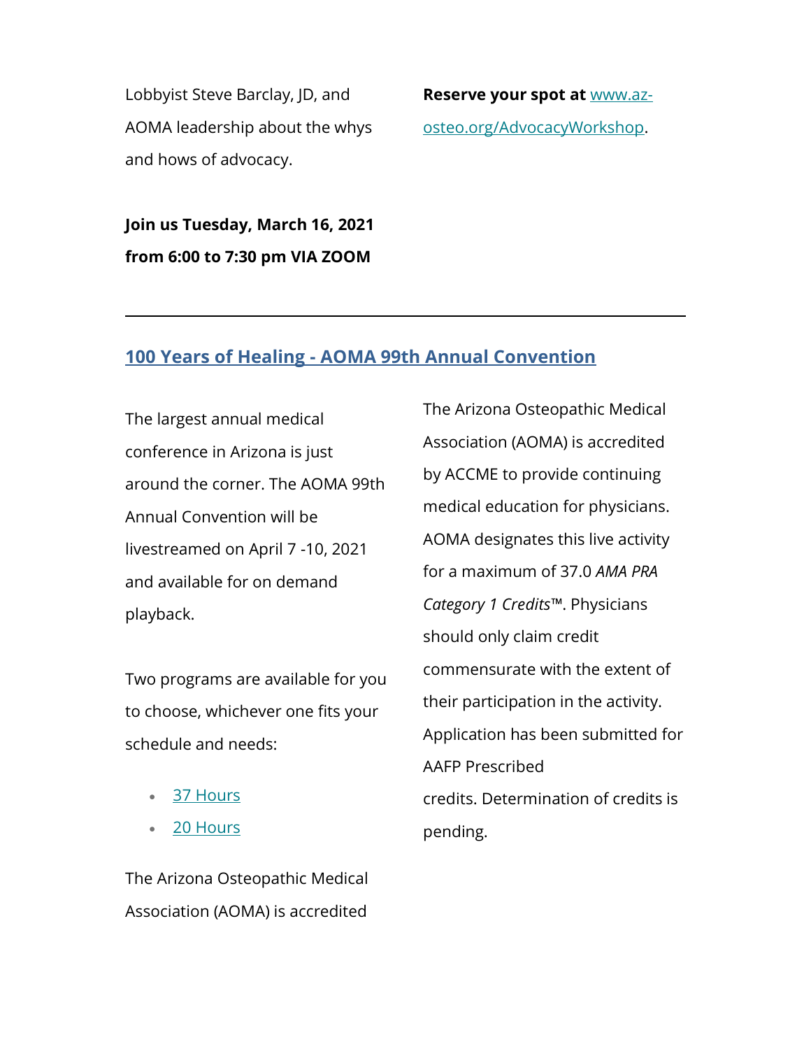Lobbyist Steve Barclay, JD, and AOMA leadership about the whys and hows of advocacy.

**Join us Tuesday, March 16, 2021 from 6:00 to 7:30 pm VIA ZOOM**

**Reserve your spot at** [www.az-osteo.org/AdvocacyWorkshop](www.az-osteo.org/AdvocacyWorkshop).

---

## 100 Years of Healing - AOMA 99th Annual Convention

The largest annual medical conference in Arizona is just around the corner. The AOMA 99th Annual Convention will be livestreamed on April 7 -10, 2021 and available for on demand playback.

Two programs are available for you to choose, whichever one fits your schedule and needs:

- 37 Hours
- 20 Hours

The Arizona Osteopathic Medical Association (AOMA) is accredited

The Arizona Osteopathic Medical Association (AOMA) is accredited by ACCME to provide continuing medical education for physicians. AOMA designates this live activity for a maximum of 37.0 *AMA PRA Category 1 Credits*™. Physicians should only claim credit commensurate with the extent of their participation in the activity. Application has been submitted for AAFP Prescribed credits. Determination of credits is pending.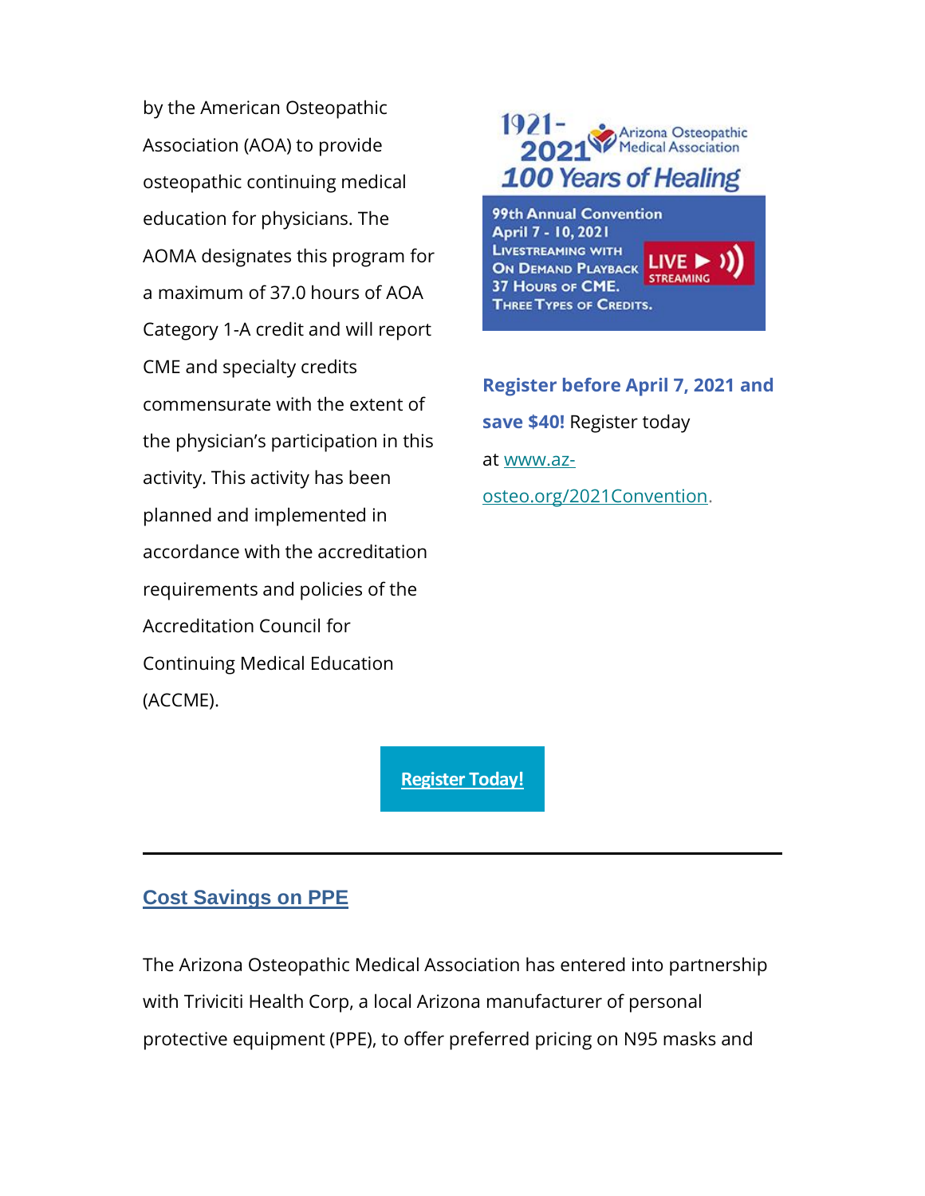by the American Osteopathic Association (AOA) to provide osteopathic continuing medical education for physicians. The AOMA designates this program for a maximum of 37.0 hours of AOA Category 1-A credit and will report CME and specialty credits commensurate with the extent of the physician's participation in this activity. This activity has been planned and implemented in accordance with the accreditation requirements and policies of the Accreditation Council for Continuing Medical Education (ACCME).

1921-2021 Arizona Osteopathic Medical Association
100 Years of Healing

99th Annual Convention
April 7 - 10, 2021
Livestreaming with On Demand Playback
37 Hours of CME.
Three Types of Credits.
LIVE STREAMING

**Register before April 7, 2021 and save $40!** Register today at www.az-osteo.org/2021Convention.

**Register Today!**

---

## Cost Savings on PPE

The Arizona Osteopathic Medical Association has entered into partnership with Triviciti Health Corp, a local Arizona manufacturer of personal protective equipment (PPE), to offer preferred pricing on N95 masks and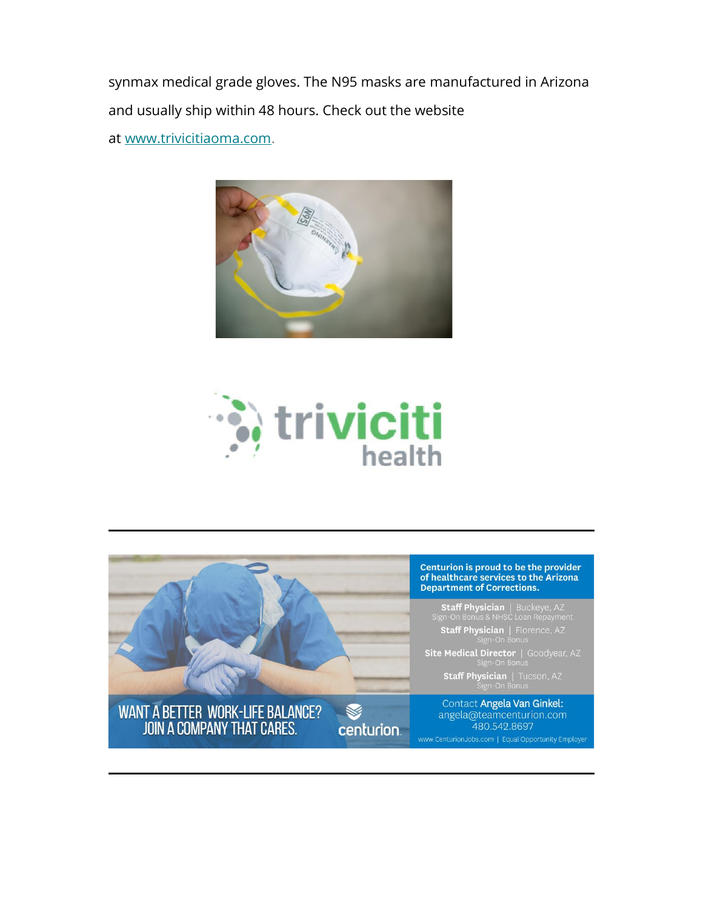synmax medical grade gloves. The N95 masks are manufactured in Arizona and usually ship within 48 hours. Check out the website at [www.trivicitiaoma.com](www.trivicitiaoma.com).

triviciti health

---

WANT A BETTER WORK-LIFE BALANCE? JOIN A COMPANY THAT CARES.

centurion

**Centurion is proud to be the provider of healthcare services to the Arizona Department of Corrections.**

**Staff Physician** | Buckeye, AZ
Sign-On Bonus & NHSC Loan Repayment

**Staff Physician** | Florence, AZ
Sign-On Bonus

**Site Medical Director** | Goodyear, AZ
Sign-On Bonus

**Staff Physician** | Tucson, AZ
Sign-On Bonus

Contact **Angela Van Ginkel:**
angela@teamcenturion.com
480.542.8697

www.CenturionJobs.com | Equal Opportunity Employer

---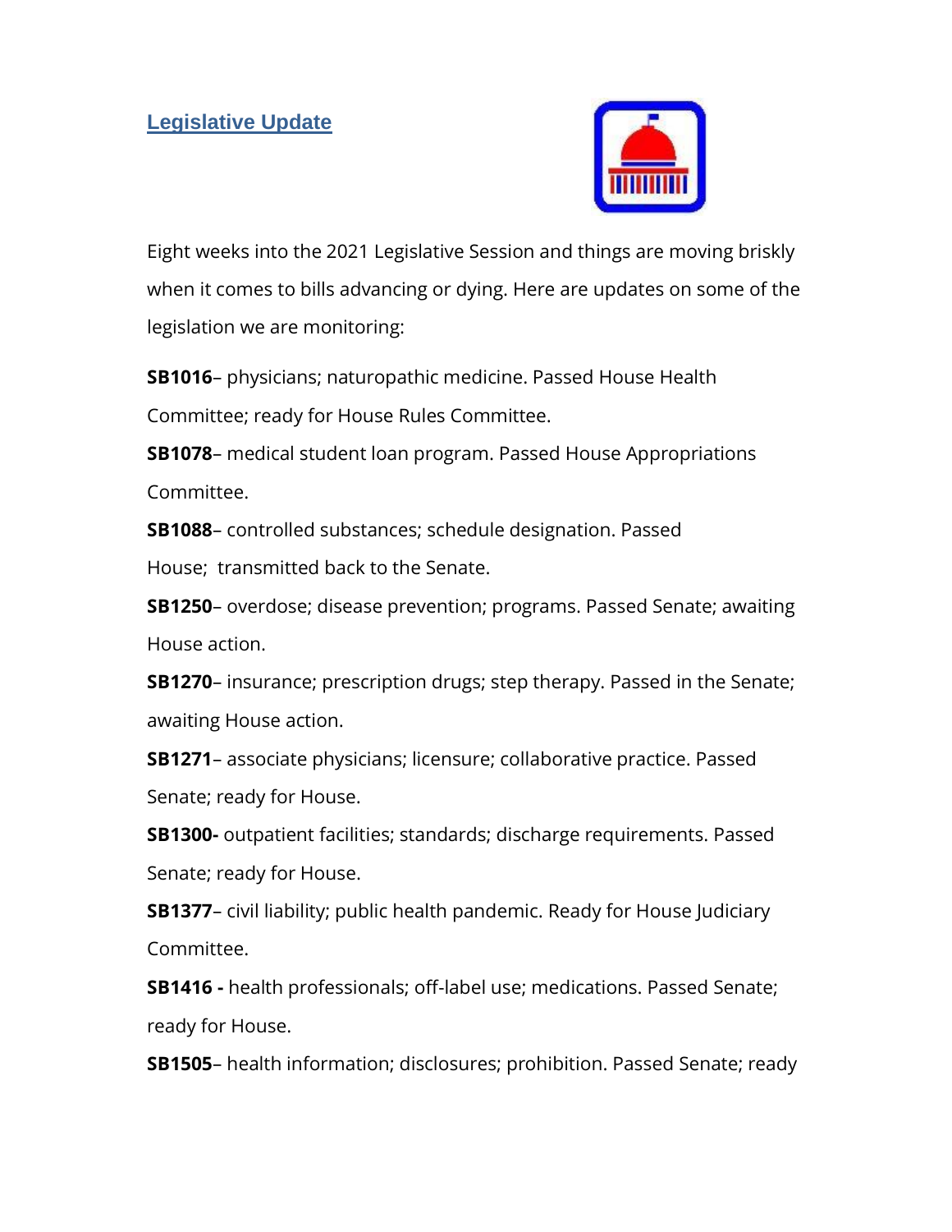## Legislative Update

Eight weeks into the 2021 Legislative Session and things are moving briskly when it comes to bills advancing or dying. Here are updates on some of the legislation we are monitoring:

**SB1016**– physicians; naturopathic medicine. Passed House Health Committee; ready for House Rules Committee.

**SB1078**– medical student loan program. Passed House Appropriations Committee.

**SB1088**– controlled substances; schedule designation. Passed House; transmitted back to the Senate.

**SB1250**– overdose; disease prevention; programs. Passed Senate; awaiting House action.

**SB1270**– insurance; prescription drugs; step therapy. Passed in the Senate; awaiting House action.

**SB1271**– associate physicians; licensure; collaborative practice. Passed Senate; ready for House.

**SB1300-** outpatient facilities; standards; discharge requirements. Passed Senate; ready for House.

**SB1377**– civil liability; public health pandemic. Ready for House Judiciary Committee.

**SB1416 -** health professionals; off-label use; medications. Passed Senate; ready for House.

**SB1505**– health information; disclosures; prohibition. Passed Senate; ready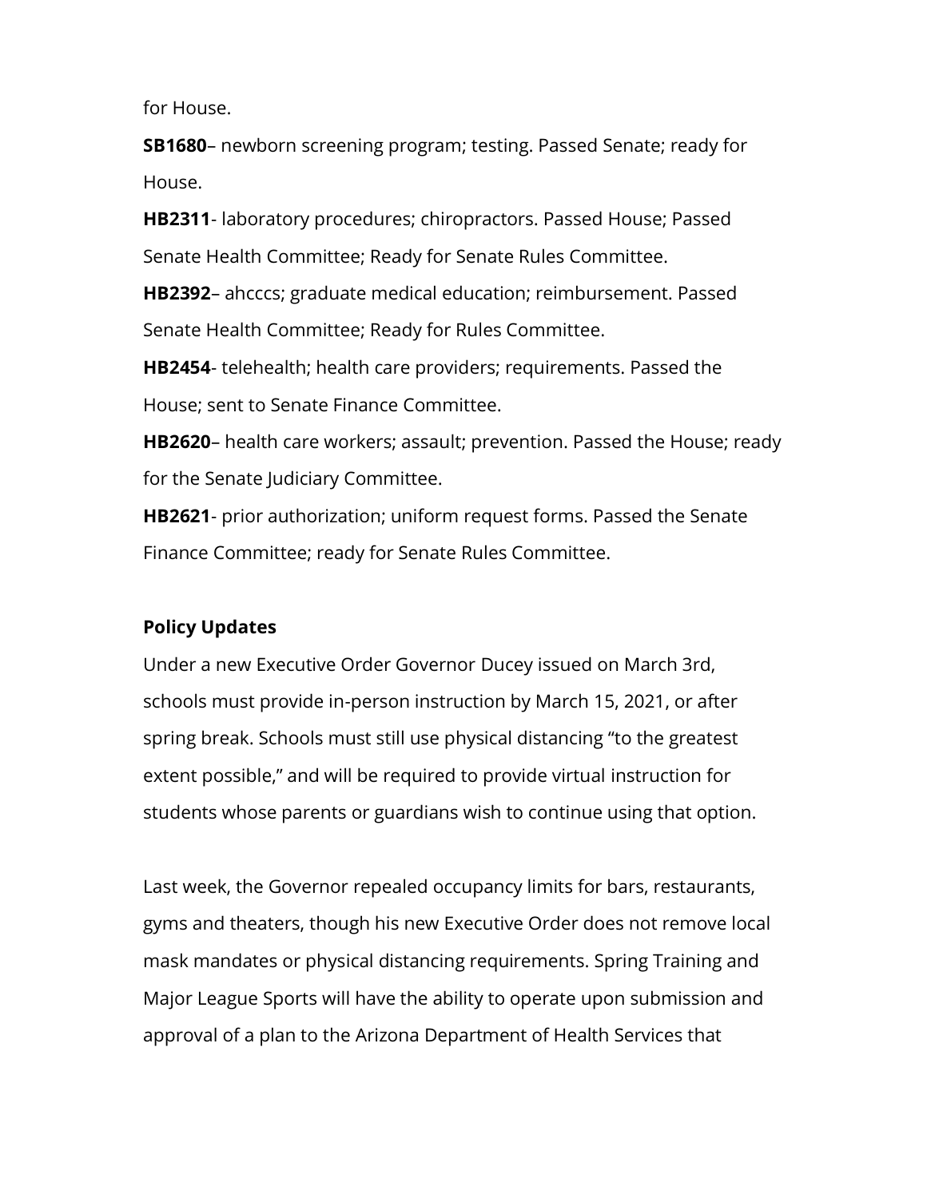for House.

**SB1680**– newborn screening program; testing. Passed Senate; ready for House.

**HB2311**- laboratory procedures; chiropractors. Passed House; Passed Senate Health Committee; Ready for Senate Rules Committee.

**HB2392**– ahcccs; graduate medical education; reimbursement. Passed Senate Health Committee; Ready for Rules Committee.

**HB2454**- telehealth; health care providers; requirements. Passed the House; sent to Senate Finance Committee.

**HB2620**– health care workers; assault; prevention. Passed the House; ready for the Senate Judiciary Committee.

**HB2621**- prior authorization; uniform request forms. Passed the Senate Finance Committee; ready for Senate Rules Committee.

**Policy Updates**

Under a new Executive Order Governor Ducey issued on March 3rd, schools must provide in-person instruction by March 15, 2021, or after spring break. Schools must still use physical distancing "to the greatest extent possible," and will be required to provide virtual instruction for students whose parents or guardians wish to continue using that option.

Last week, the Governor repealed occupancy limits for bars, restaurants, gyms and theaters, though his new Executive Order does not remove local mask mandates or physical distancing requirements. Spring Training and Major League Sports will have the ability to operate upon submission and approval of a plan to the Arizona Department of Health Services that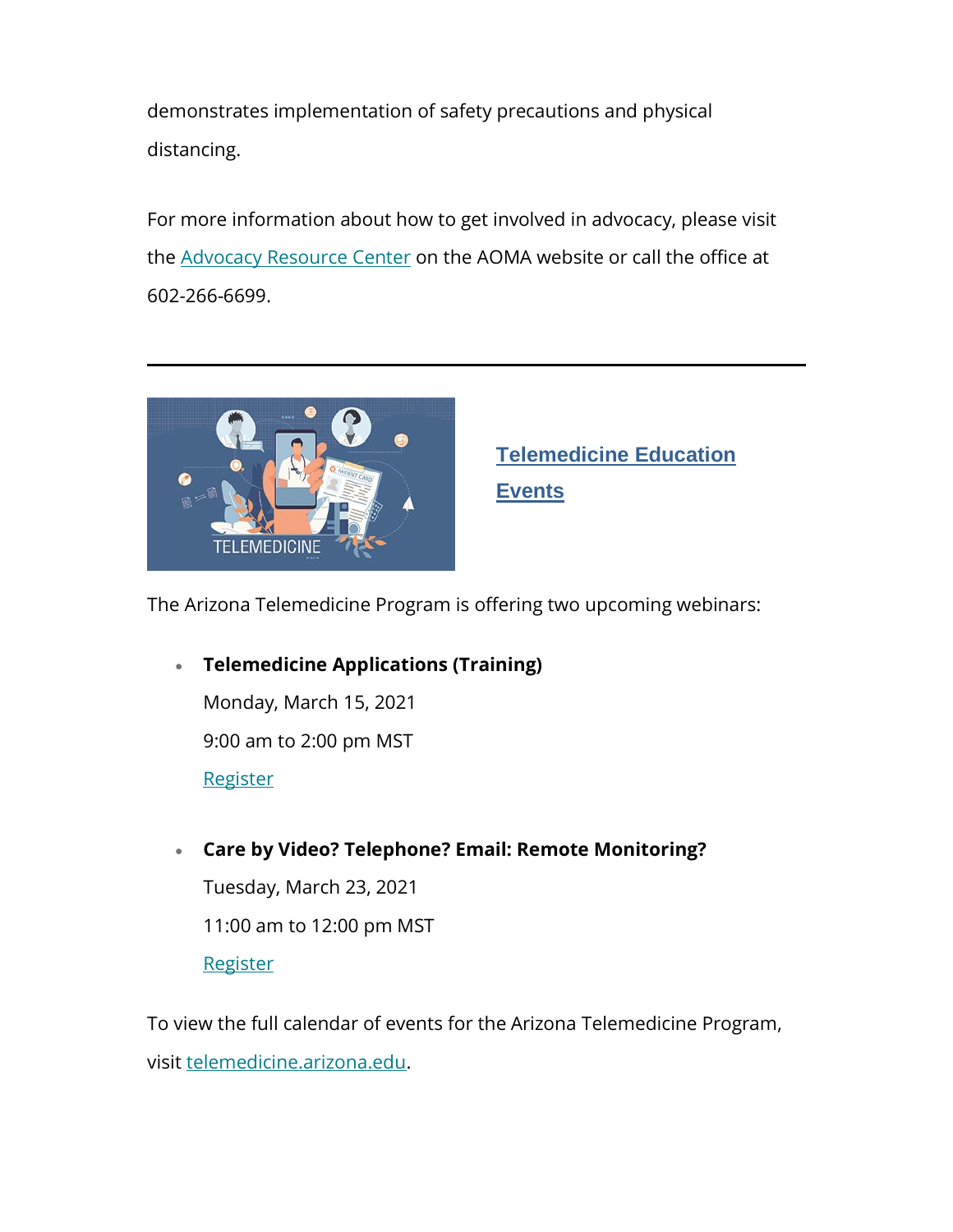demonstrates implementation of safety precautions and physical distancing.

For more information about how to get involved in advocacy, please visit the [Advocacy Resource Center](#) on the AOMA website or call the office at 602-266-6699.

---

## Telemedicine Education Events

The Arizona Telemedicine Program is offering two upcoming webinars:

- **Telemedicine Applications (Training)**  
  Monday, March 15, 2021  
  9:00 am to 2:00 pm MST  
  Register

- **Care by Video? Telephone? Email: Remote Monitoring?**  
  Tuesday, March 23, 2021  
  11:00 am to 12:00 pm MST  
  Register

To view the full calendar of events for the Arizona Telemedicine Program, visit telemedicine.arizona.edu.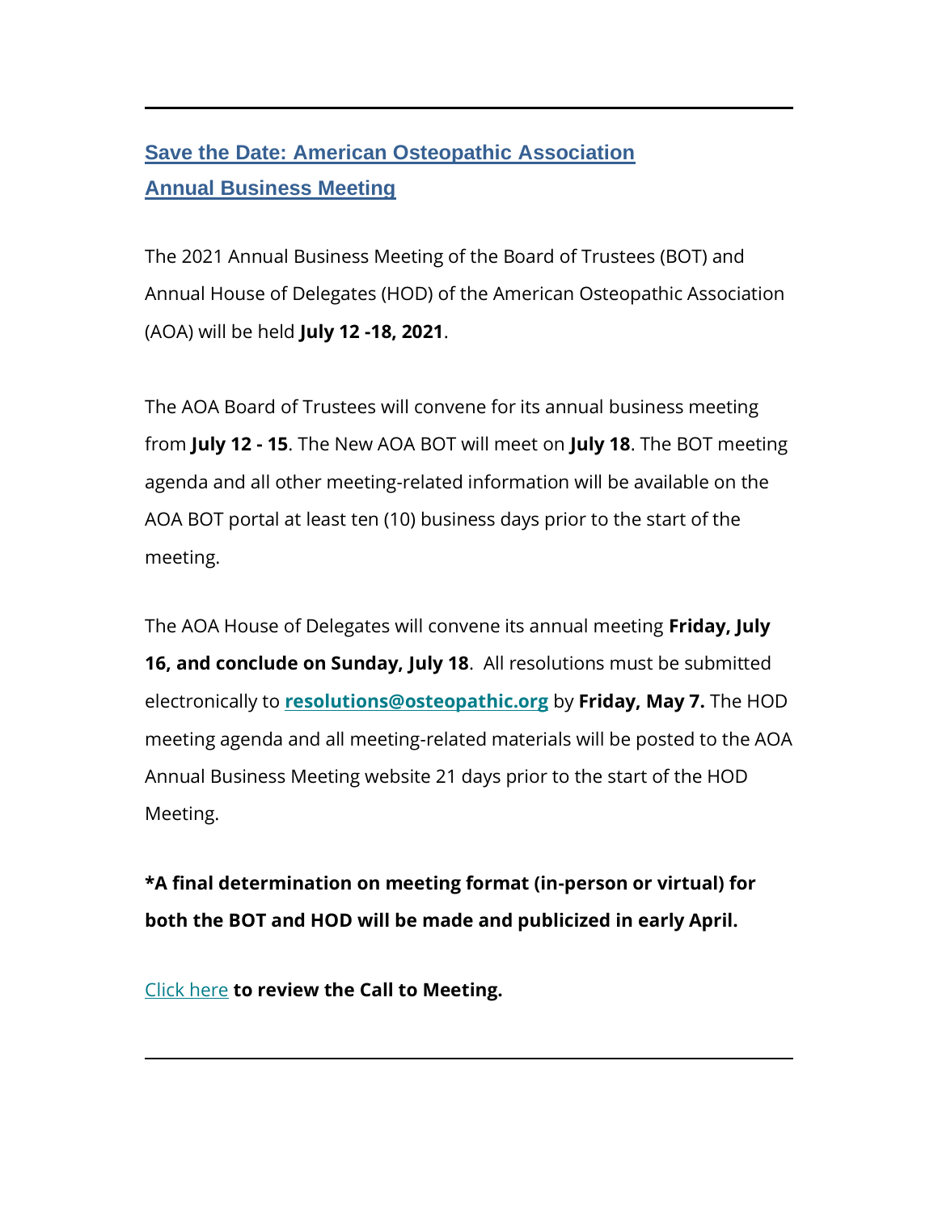---

## [Save the Date: American Osteopathic Association Annual Business Meeting]

The 2021 Annual Business Meeting of the Board of Trustees (BOT) and Annual House of Delegates (HOD) of the American Osteopathic Association (AOA) will be held **July 12 -18, 2021**.

The AOA Board of Trustees will convene for its annual business meeting from **July 12 - 15**. The New AOA BOT will meet on **July 18**. The BOT meeting agenda and all other meeting-related information will be available on the AOA BOT portal at least ten (10) business days prior to the start of the meeting.

The AOA House of Delegates will convene its annual meeting **Friday, July 16, and conclude on Sunday, July 18**. All resolutions must be submitted electronically to **resolutions@osteopathic.org** by **Friday, May 7.** The HOD meeting agenda and all meeting-related materials will be posted to the AOA Annual Business Meeting website 21 days prior to the start of the HOD Meeting.

**\*A final determination on meeting format (in-person or virtual) for both the BOT and HOD will be made and publicized in early April.**

Click here **to review the Call to Meeting.**

---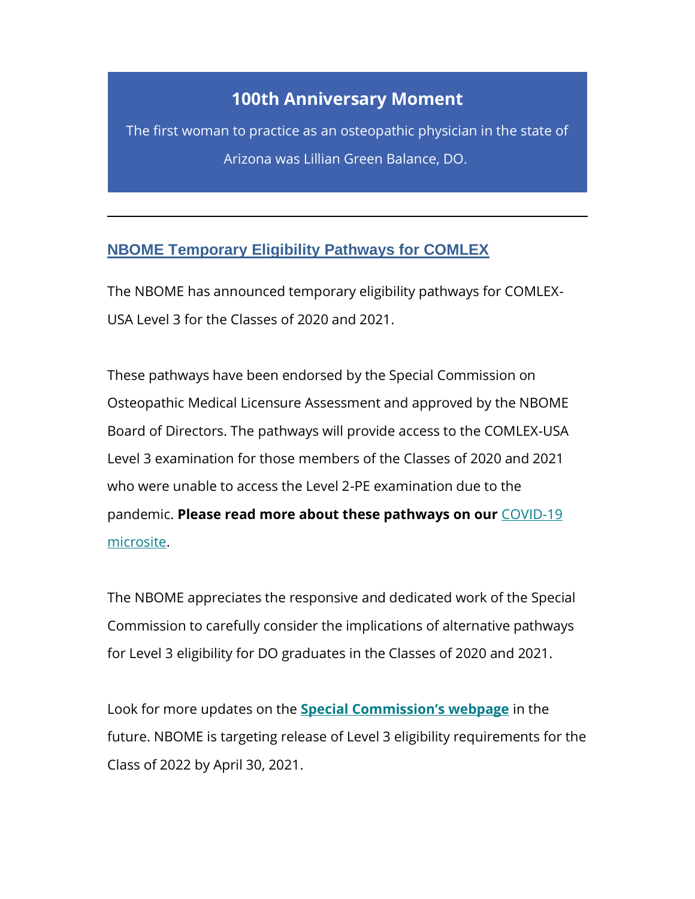## 100th Anniversary Moment

The first woman to practice as an osteopathic physician in the state of Arizona was Lillian Green Balance, DO.

---

## NBOME Temporary Eligibility Pathways for COMLEX

The NBOME has announced temporary eligibility pathways for COMLEX-USA Level 3 for the Classes of 2020 and 2021.

These pathways have been endorsed by the Special Commission on Osteopathic Medical Licensure Assessment and approved by the NBOME Board of Directors. The pathways will provide access to the COMLEX-USA Level 3 examination for those members of the Classes of 2020 and 2021 who were unable to access the Level 2-PE examination due to the pandemic. **Please read more about these pathways on our** COVID-19 microsite.

The NBOME appreciates the responsive and dedicated work of the Special Commission to carefully consider the implications of alternative pathways for Level 3 eligibility for DO graduates in the Classes of 2020 and 2021.

Look for more updates on the **Special Commission's webpage** in the future. NBOME is targeting release of Level 3 eligibility requirements for the Class of 2022 by April 30, 2021.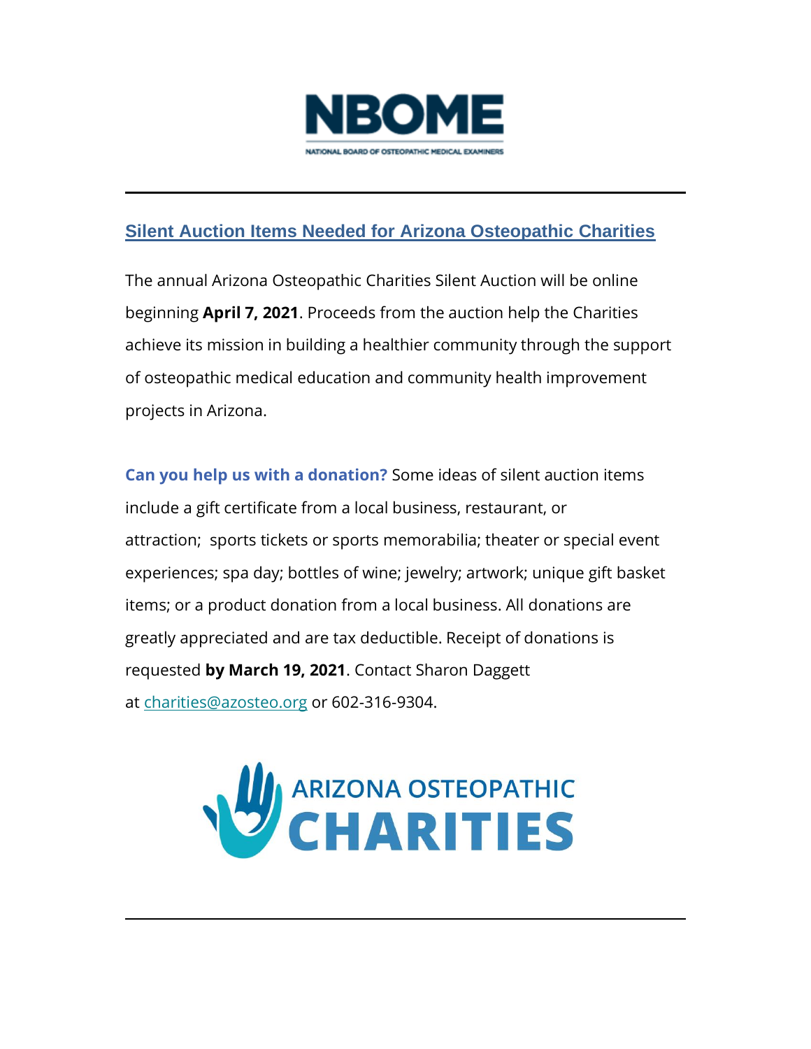## Silent Auction Items Needed for Arizona Osteopathic Charities

The annual Arizona Osteopathic Charities Silent Auction will be online beginning **April 7, 2021**. Proceeds from the auction help the Charities achieve its mission in building a healthier community through the support of osteopathic medical education and community health improvement projects in Arizona.

**Can you help us with a donation?** Some ideas of silent auction items include a gift certificate from a local business, restaurant, or attraction; sports tickets or sports memorabilia; theater or special event experiences; spa day; bottles of wine; jewelry; artwork; unique gift basket items; or a product donation from a local business. All donations are greatly appreciated and are tax deductible. Receipt of donations is requested **by March 19, 2021**. Contact Sharon Daggett at charities@azosteo.org or 602-316-9304.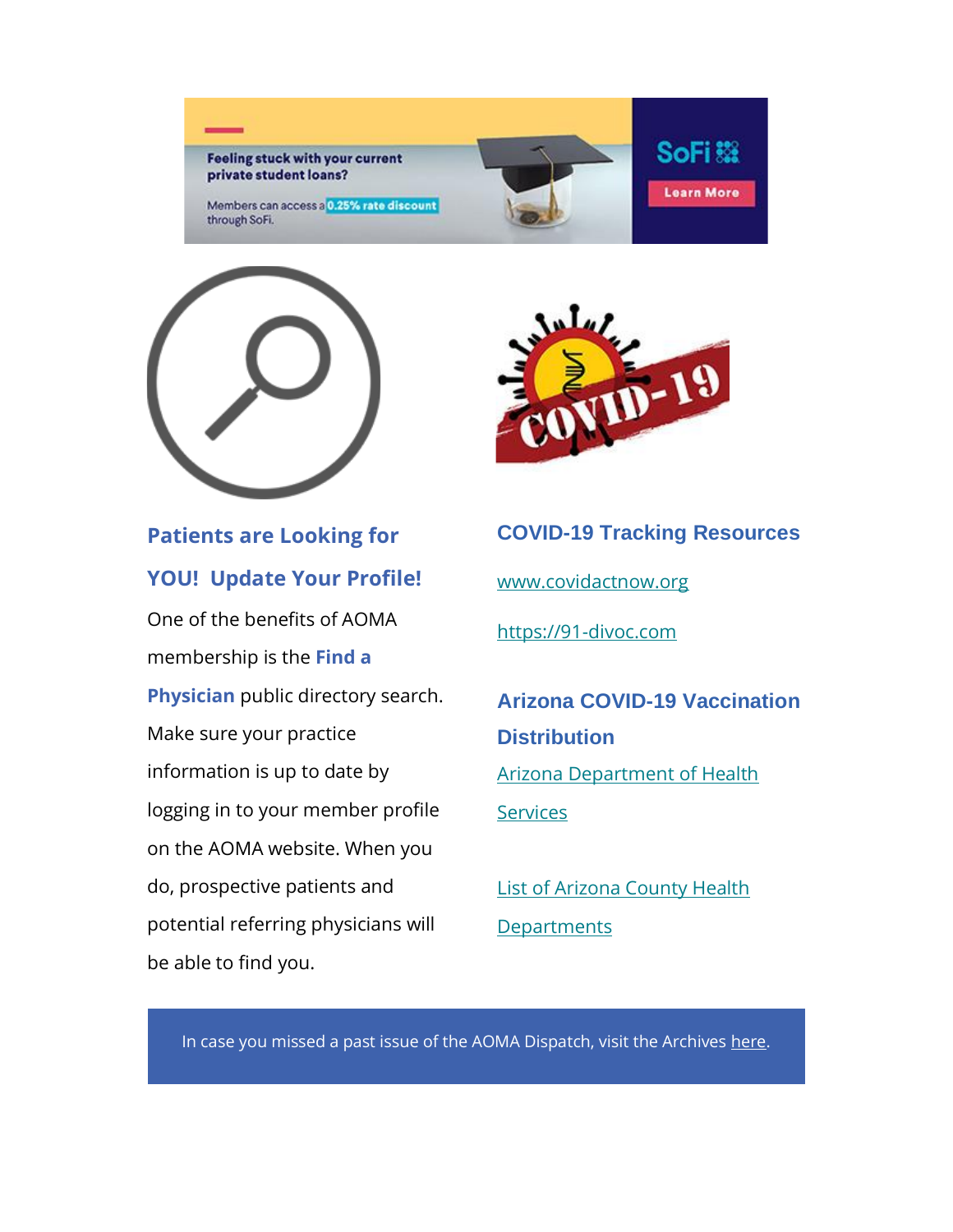## Patients are Looking for YOU! Update Your Profile!

One of the benefits of AOMA membership is the **Find a Physician** public directory search. Make sure your practice information is up to date by logging in to your member profile on the AOMA website. When you do, prospective patients and potential referring physicians will be able to find you.

## COVID-19 Tracking Resources

[www.covidactnow.org](www.covidactnow.org)

[https://91-divoc.com](https://91-divoc.com)

## Arizona COVID-19 Vaccination Distribution

Arizona Department of Health Services

List of Arizona County Health Departments

In case you missed a past issue of the AOMA Dispatch, visit the Archives here.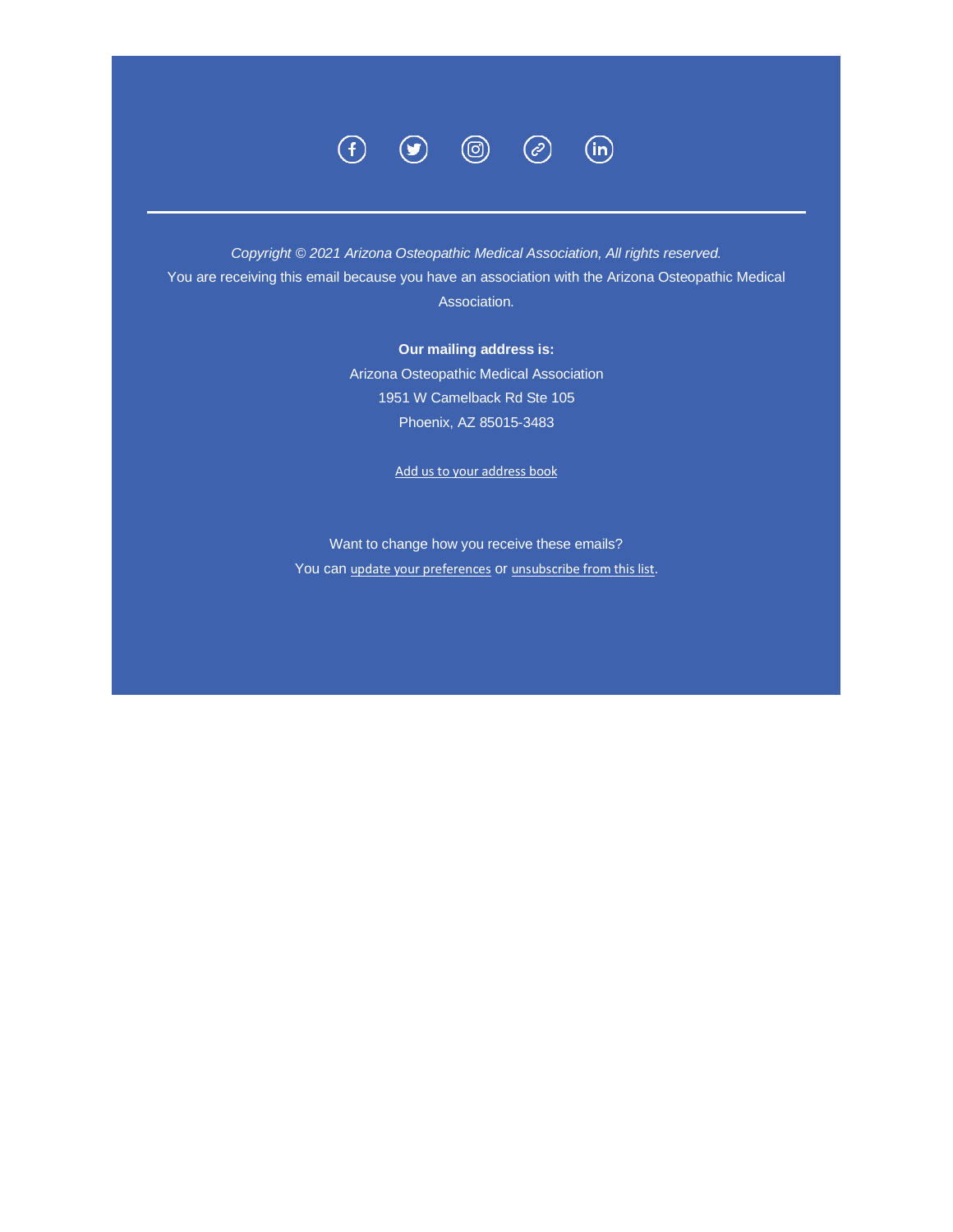*Copyright © 2021 Arizona Osteopathic Medical Association, All rights reserved.*
You are receiving this email because you have an association with the Arizona Osteopathic Medical Association.

**Our mailing address is:**
Arizona Osteopathic Medical Association
1951 W Camelback Rd Ste 105
Phoenix, AZ 85015-3483

Add us to your address book

Want to change how you receive these emails?
You can update your preferences or unsubscribe from this list.